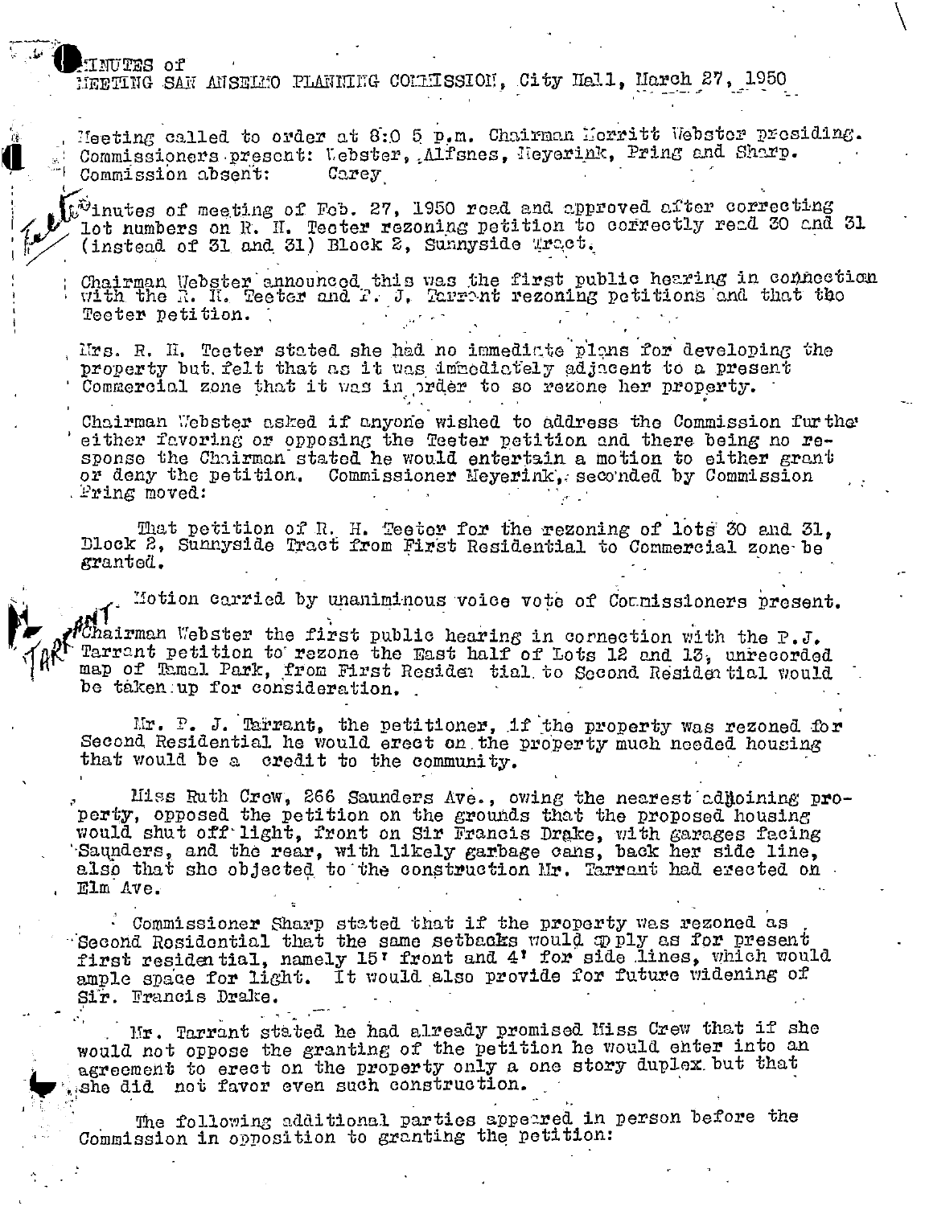MINUTES of
MEETING SAN ANSELMO PLANNING COMMISSION, City Hall, March 27, 1950

Meeting called to order at 8:05 p.m. Chairman Merritt Webster presiding.
Commissioners present: Webster, Alfsnes, Meyerink, Pring and Sharp.
Commission absent: Carey

Minutes of meeting of Feb. 27, 1950 read and approved after correcting lot numbers on R. H. Teeter rezoning petition to correctly read 30 and 31 (instead of 31 and 31) Block 2, Sunnyside Tract.

Chairman Webster announced this was the first public hearing in connection with the R. H. Teeter and P. J. Tarrant rezoning petitions and that the Teeter petition.

Mrs. R. H. Teeter stated she had no immediate plans for developing the property but felt that as it was immediately adjacent to a present Commercial zone that it was in order to so rezone her property.

Chairman Webster asked if anyone wished to address the Commission further either favoring or opposing the Teeter petition and there being no response the Chairman stated he would entertain a motion to either grant or deny the petition. Commissioner Meyerink, seconded by Commission Pring moved:

That petition of R. H. Teeter for the rezoning of lots 30 and 31, Block 2, Sunnyside Tract from First Residential to Commercial zone be granted.

Motion carried by unaniminous voice vote of Commissioners present.

Chairman Webster the first public hearing in connection with the P.J. Tarrant petition to rezone the East half of Lots 12 and 13, unrecorded map of Tamal Park, from First Residential to Second Residential would be taken up for consideration.

Mr. P. J. Tarrant, the petitioner, if the property was rezoned for Second Residential he would erect on the property much needed housing that would be a credit to the community.

Miss Ruth Crew, 266 Saunders Ave., owing the nearest adjoining property, opposed the petition on the grounds that the proposed housing would shut off light, front on Sir Francis Drake, with garages facing Saunders, and the rear, with likely garbage cans, back her side line, also that she objected to the construction Mr. Tarrant had erected on Elm Ave.

Commissioner Sharp stated that if the property was rezoned as Second Residential that the same setbacks would apply as for present first residential, namely 15' front and 4' for side lines, which would ample space for light. It would also provide for future widening of Sir. Francis Drake.

Mr. Tarrant stated he had already promised Miss Crew that if she would not oppose the granting of the petition he would enter into an agreement to erect on the property only a one story duplex but that she did not favor even such construction.

The following additional parties appeared in person before the Commission in opposition to granting the petition: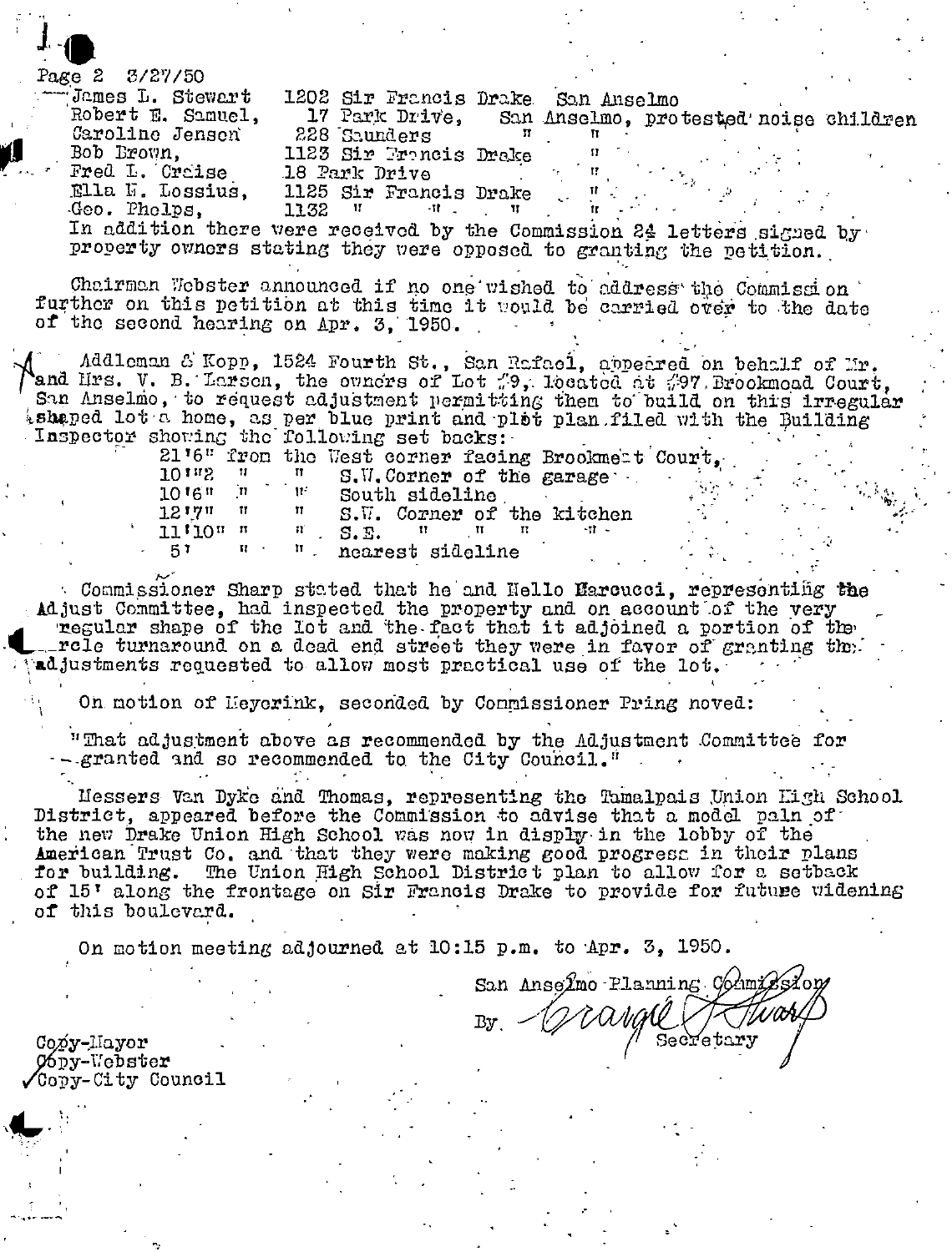Page 2 3/27/50

| | | |
|---|---|---|
| James L. Stewart | 1202 Sir Francis Drake | San Anselmo |
| Robert E. Samuel, | 17 Park Drive, | San Anselmo, protested noise children |
| Caroline Jensen | 228 Saunders | " |
| Bob Brown, | 1123 Sir Francis Drake | " |
| Fred L. Creise | 18 Park Drive | " |
| Ella E. Lossius, | 1125 Sir Francis Drake | " |
| Geo. Phelps, | 1132 " " " | " |

In addition there were received by the Commission 24 letters signed by property owners stating they were opposed to granting the petition.

Chairman Webster announced if no one wished to address the Commission further on this petition at this time it would be carried over to the date of the second hearing on Apr. 3, 1950.

Addleman & Kopp, 1524 Fourth St., San Rafael, appeared on behalf of Mr. and Mrs. V. B. Larson, the owners of Lot #9, located at #97 Brookmead Court, San Anselmo, to request adjustment permitting them to build on this irregular shaped lot a home, as per blue print and plot plan filed with the Building Inspector showing the following set backs:

21'6" from the West corner facing Brookmeat Court,
10'2" " " S.W. Corner of the garage
10'6" " " South sideline
12'7" " " S.W. Corner of the kitchen
11'10" " " S.E. " " "
5' " " nearest sideline

Commissioner Sharp stated that he and Nello Marcucci, representing the Adjust Committee, had inspected the property and on account of the very regular shape of the lot and the fact that it adjoined a portion of the rcle turnaround on a dead end street they were in favor of granting the adjustments requested to allow most practical use of the lot.

On motion of Meyerink, seconded by Commissioner Pring moved:

"That adjustment above as recommended by the Adjustment Committee for granted and so recommended to the City Council."

Messers Van Dyke and Thomas, representing the Tamalpais Union High School District, appeared before the Commission to advise that a model paln of the new Drake Union High School was now in disply in the lobby of the American Trust Co. and that they were making good progress in their plans for building. The Union High School District plan to allow for a setback of 15' along the frontage on Sir Francis Drake to provide for future widening of this boulevard.

On motion meeting adjourned at 10:15 p.m. to Apr. 3, 1950.

San Anselmo Planning Commission
By. Craigie J. Stuart
Secretary

Copy-Mayor
Copy-Webster
✓Copy-City Council